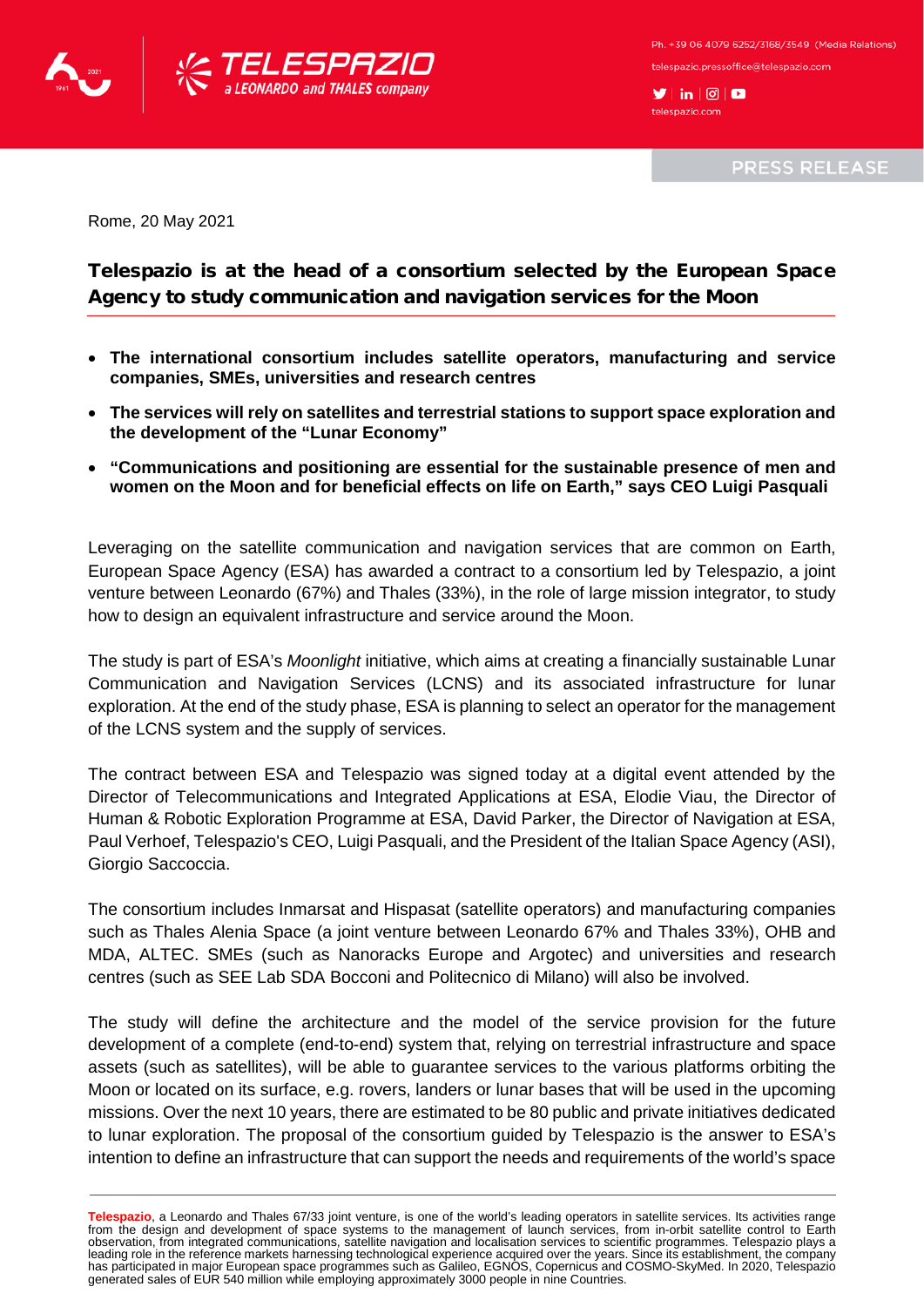PRESS RELEASE

Rome, 20 May 2021

# Telespazio is at the head of a consortium selected by the European Space Agency to study communication and navigation services for the Moon

- **The international consortium includes satellite operators, manufacturing and service companies, SMEs, universities and research centres**
- **The services will rely on satellites and terrestrial stations to support space exploration and the development of the "Lunar Economy"**
- **"Communications and positioning are essential for the sustainable presence of men and women on the Moon and for beneficial effects on life on Earth," says CEO Luigi Pasquali**

Leveraging on the satellite communication and navigation services that are common on Earth, European Space Agency (ESA) has awarded a contract to a consortium led by Telespazio, a joint venture between Leonardo (67%) and Thales (33%), in the role of large mission integrator, to study how to design an equivalent infrastructure and service around the Moon.

The study is part of ESA's *Moonlight* initiative, which aims at creating a financially sustainable Lunar Communication and Navigation Services (LCNS) and its associated infrastructure for lunar exploration. At the end of the study phase, ESA is planning to select an operator for the management of the LCNS system and the supply of services.

The contract between ESA and Telespazio was signed today at a digital event attended by the Director of Telecommunications and Integrated Applications at ESA, Elodie Viau, the Director of Human & Robotic Exploration Programme at ESA, David Parker, the Director of Navigation at ESA, Paul Verhoef, Telespazio's CEO, Luigi Pasquali, and the President of the Italian Space Agency (ASI), Giorgio Saccoccia.

The consortium includes Inmarsat and Hispasat (satellite operators) and manufacturing companies such as Thales Alenia Space (a joint venture between Leonardo 67% and Thales 33%), OHB and MDA, ALTEC. SMEs (such as Nanoracks Europe and Argotec) and universities and research centres (such as SEE Lab SDA Bocconi and Politecnico di Milano) will also be involved.

The study will define the architecture and the model of the service provision for the future development of a complete (end-to-end) system that, relying on terrestrial infrastructure and space assets (such as satellites), will be able to guarantee services to the various platforms orbiting the Moon or located on its surface, e.g. rovers, landers or lunar bases that will be used in the upcoming missions. Over the next 10 years, there are estimated to be 80 public and private initiatives dedicated to lunar exploration. The proposal of the consortium guided by Telespazio is the answer to ESA's intention to define an infrastructure that can support the needs and requirements of the world's space

**Telespazio**, a Leonardo and Thales 67/33 joint venture, is one of the world's leading operators in satellite services. Its activities range from the design and development of space systems to the management of launch services, from in-orbit satellite control to Earth observation, from integrated communications, satellite navigation and localisation services to scientific programmes. Telespazio plays a leading role in the reference markets harnessing technological experience acquired over the years. Since its establishment, the company has participated in major European space programmes such as Galileo, EGNOS, Copernicus and COSMO-SkyMed. In 2020, Telespazio generated sales of EUR 540 million while employing approximately 3000 people in nine Countries.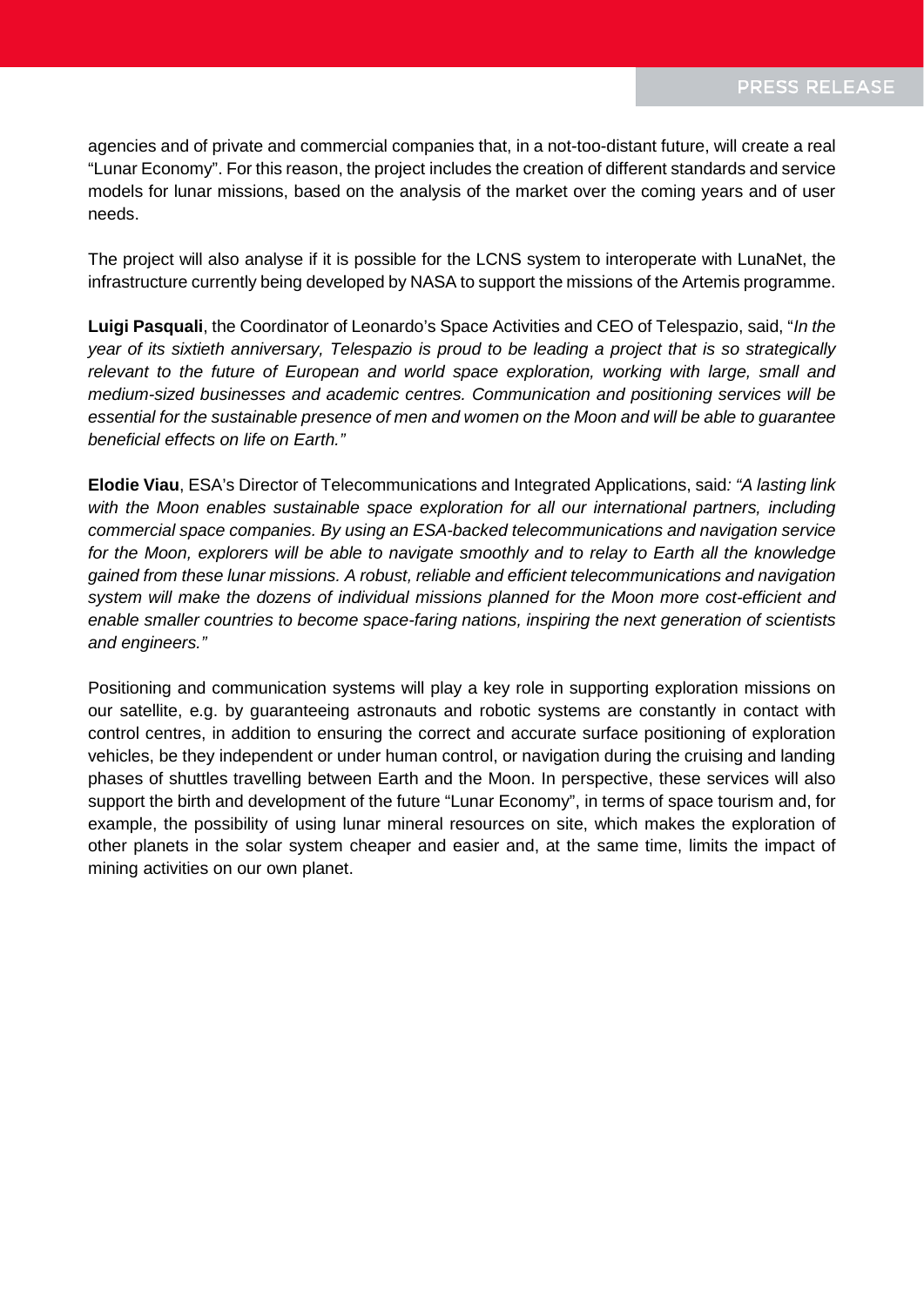agencies and of private and commercial companies that, in a not-too-distant future, will create a real "Lunar Economy". For this reason, the project includes the creation of different standards and service models for lunar missions, based on the analysis of the market over the coming years and of user needs.

The project will also analyse if it is possible for the LCNS system to interoperate with LunaNet, the infrastructure currently being developed by NASA to support the missions of the Artemis programme.

**Luigi Pasquali**, the Coordinator of Leonardo's Space Activities and CEO of Telespazio, said, "*In the year of its sixtieth anniversary, Telespazio is proud to be leading a project that is so strategically relevant to the future of European and world space exploration, working with large, small and medium-sized businesses and academic centres. Communication and positioning services will be essential for the sustainable presence of men and women on the Moon and will be able to guarantee beneficial effects on life on Earth."*

**Elodie Viau**, ESA's Director of Telecommunications and Integrated Applications, said*: "A lasting link with the Moon enables sustainable space exploration for all our international partners, including commercial space companies. By using an ESA-backed telecommunications and navigation service for the Moon, explorers will be able to navigate smoothly and to relay to Earth all the knowledge gained from these lunar missions. A robust, reliable and efficient telecommunications and navigation system will make the dozens of individual missions planned for the Moon more cost-efficient and enable smaller countries to become space-faring nations, inspiring the next generation of scientists and engineers."*

Positioning and communication systems will play a key role in supporting exploration missions on our satellite, e.g. by guaranteeing astronauts and robotic systems are constantly in contact with control centres, in addition to ensuring the correct and accurate surface positioning of exploration vehicles, be they independent or under human control, or navigation during the cruising and landing phases of shuttles travelling between Earth and the Moon. In perspective, these services will also support the birth and development of the future "Lunar Economy", in terms of space tourism and, for example, the possibility of using lunar mineral resources on site, which makes the exploration of other planets in the solar system cheaper and easier and, at the same time, limits the impact of mining activities on our own planet.